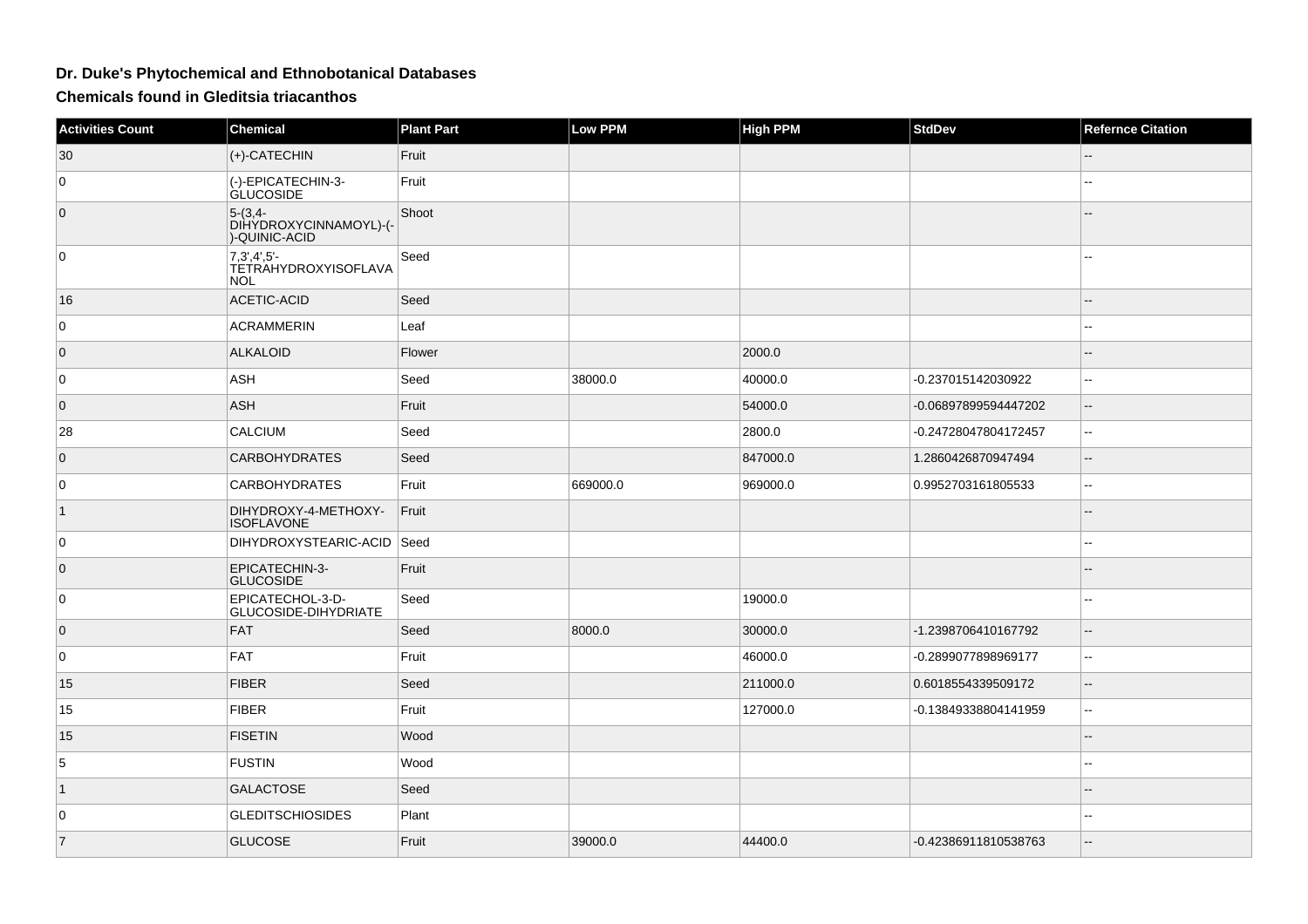# Dr. Duke's Phytochemical and Ethnobotanical Databases

## Chemicals found in Gleditsia triacanthos

| Activities Count | Chemical | Plant Part | Low PPM | High PPM | StdDev | Refernce Citation |
| --- | --- | --- | --- | --- | --- | --- |
| 30 | (+)-CATECHIN | Fruit | | | | -- |
| 0 | (-)-EPICATECHIN-3-GLUCOSIDE | Fruit | | | | -- |
| 0 | 5-(3,4-DIHYDROXYCINNAMOYL)-(-)-QUINIC-ACID | Shoot | | | | -- |
| 0 | 7,3',4',5'-TETRAHYDROXYISOFLAVANOL | Seed | | | | -- |
| 16 | ACETIC-ACID | Seed | | | | -- |
| 0 | ACRAMMERIN | Leaf | | | | -- |
| 0 | ALKALOID | Flower | | 2000.0 | | -- |
| 0 | ASH | Seed | 38000.0 | 40000.0 | -0.237015142030922 | -- |
| 0 | ASH | Fruit | | 54000.0 | -0.06897899594447202 | -- |
| 28 | CALCIUM | Seed | | 2800.0 | -0.24728047804172457 | -- |
| 0 | CARBOHYDRATES | Seed | | 847000.0 | 1.2860426870947494 | -- |
| 0 | CARBOHYDRATES | Fruit | 669000.0 | 969000.0 | 0.9952703161805533 | -- |
| 1 | DIHYDROXY-4-METHOXY-ISOFLAVONE | Fruit | | | | -- |
| 0 | DIHYDROXYSTEARIC-ACID | Seed | | | | -- |
| 0 | EPICATECHIN-3-GLUCOSIDE | Fruit | | | | -- |
| 0 | EPICATECHOL-3-D-GLUCOSIDE-DIHYDRIATE | Seed | | 19000.0 | | -- |
| 0 | FAT | Seed | 8000.0 | 30000.0 | -1.2398706410167792 | -- |
| 0 | FAT | Fruit | | 46000.0 | -0.2899077898969177 | -- |
| 15 | FIBER | Seed | | 211000.0 | 0.6018554339509172 | -- |
| 15 | FIBER | Fruit | | 127000.0 | -0.13849338804141959 | -- |
| 15 | FISETIN | Wood | | | | -- |
| 5 | FUSTIN | Wood | | | | -- |
| 1 | GALACTOSE | Seed | | | | -- |
| 0 | GLEDITSCHIOSIDES | Plant | | | | -- |
| 7 | GLUCOSE | Fruit | 39000.0 | 44400.0 | -0.42386911810538763 | -- |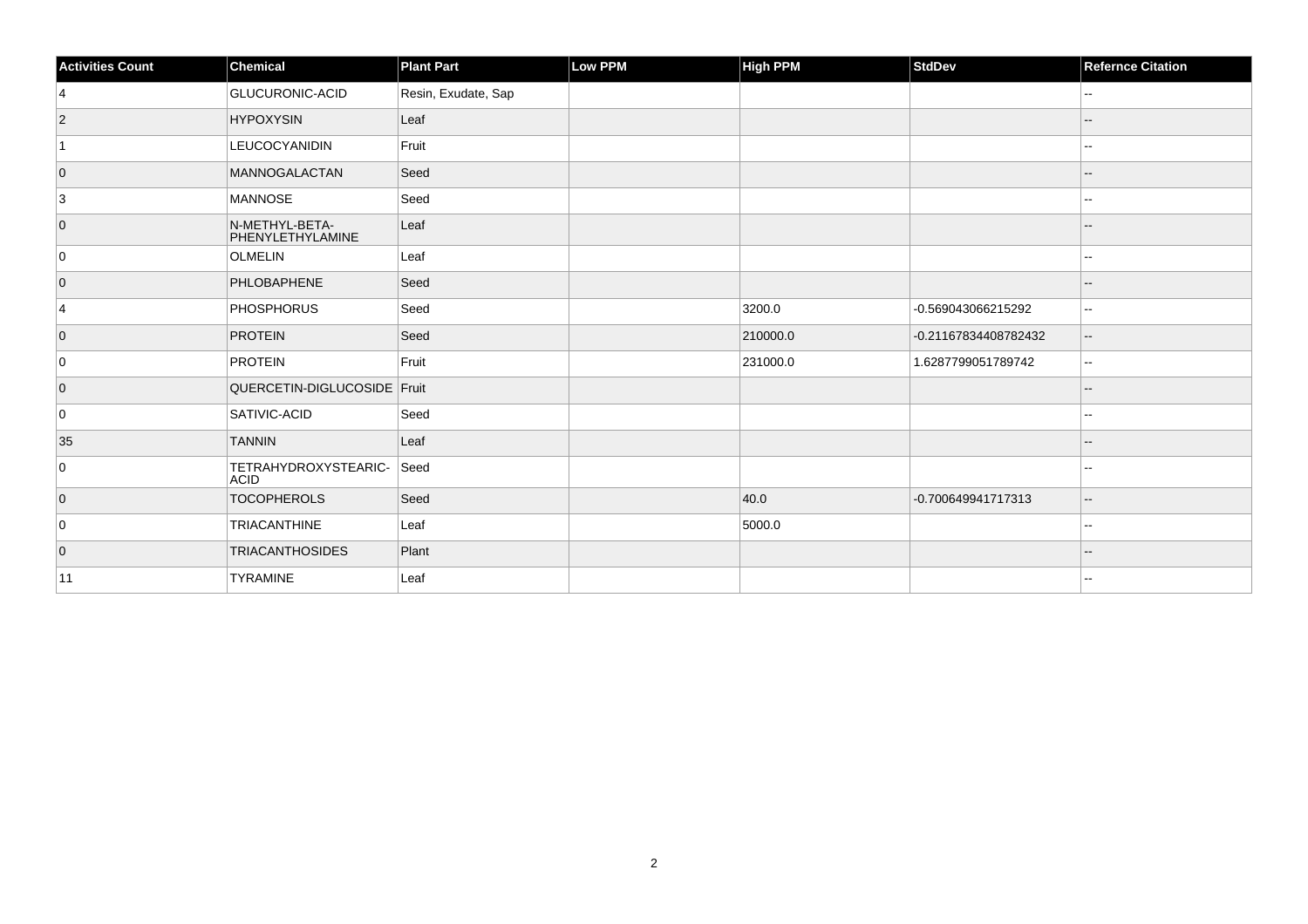| Activities Count | Chemical | Plant Part | Low PPM | High PPM | StdDev | Refernce Citation |
|---|---|---|---|---|---|---|
| 4 | GLUCURONIC-ACID | Resin, Exudate, Sap | | | | -- |
| 2 | HYPOXYSIN | Leaf | | | | -- |
| 1 | LEUCOCYANIDIN | Fruit | | | | -- |
| 0 | MANNOGALACTAN | Seed | | | | -- |
| 3 | MANNOSE | Seed | | | | -- |
| 0 | N-METHYL-BETA-PHENYLETHYLAMINE | Leaf | | | | -- |
| 0 | OLMELIN | Leaf | | | | -- |
| 0 | PHLOBAPHENE | Seed | | | | -- |
| 4 | PHOSPHORUS | Seed | | 3200.0 | -0.569043066215292 | -- |
| 0 | PROTEIN | Seed | | 210000.0 | -0.21167834408782432 | -- |
| 0 | PROTEIN | Fruit | | 231000.0 | 1.6287799051789742 | -- |
| 0 | QUERCETIN-DIGLUCOSIDE | Fruit | | | | -- |
| 0 | SATIVIC-ACID | Seed | | | | -- |
| 35 | TANNIN | Leaf | | | | -- |
| 0 | TETRAHYDROXYSTEARIC-ACID | Seed | | | | -- |
| 0 | TOCOPHEROLS | Seed | | 40.0 | -0.700649941717313 | -- |
| 0 | TRIACANTHINE | Leaf | | 5000.0 | | -- |
| 0 | TRIACANTHOSIDES | Plant | | | | -- |
| 11 | TYRAMINE | Leaf | | | | -- |